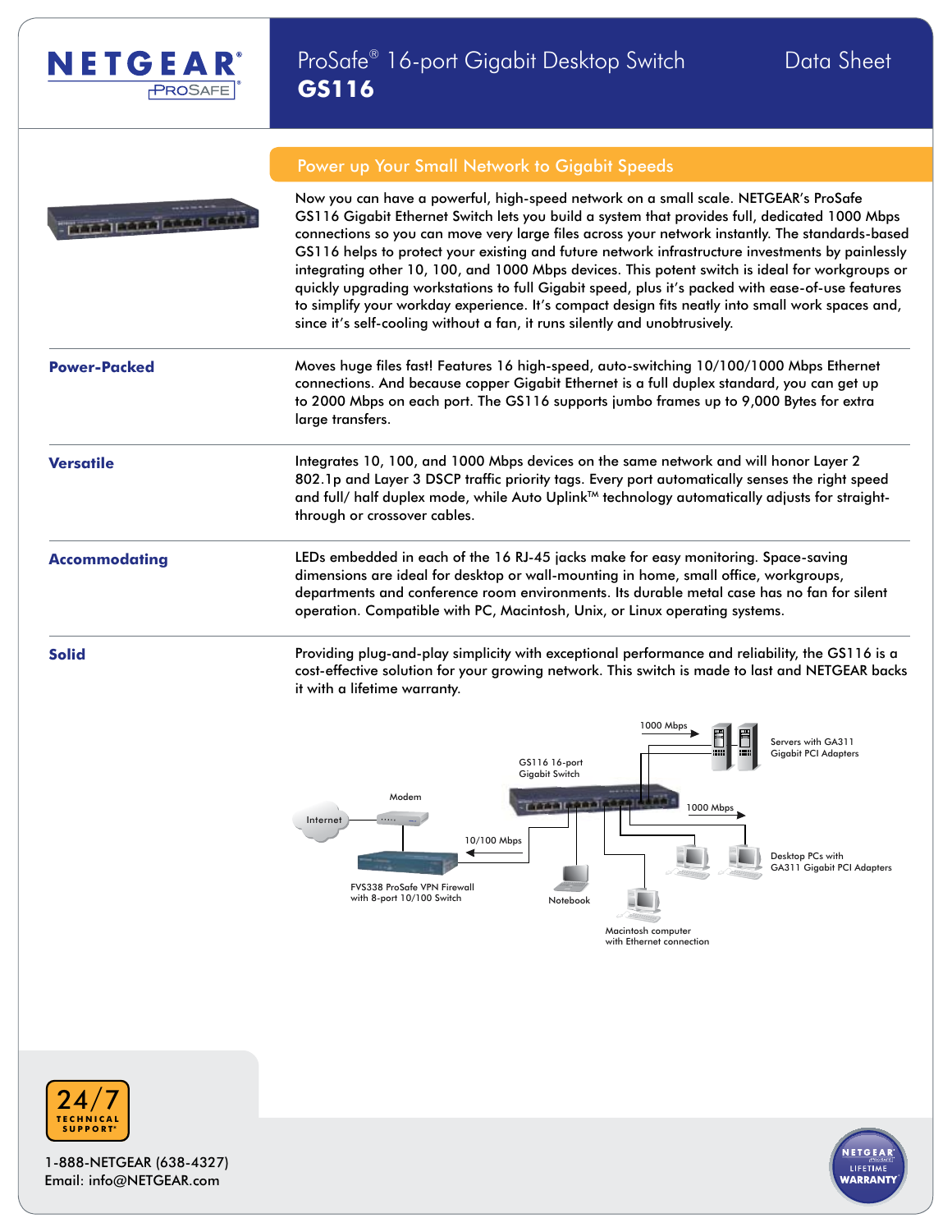# ProSafe® 16-port Gigabit Desktop Switch

## GS116

Data Sheet

## Power up Your Small Network to Gigabit Speeds

Now you can have a powerful, high-speed network on a small scale. NETGEAR's ProSafe GS116 Gigabit Ethernet Switch lets you build a system that provides full, dedicated 1000 Mbps connections so you can move very large files across your network instantly. The standards-based GS116 helps to protect your existing and future network infrastructure investments by painlessly integrating other 10, 100, and 1000 Mbps devices. This potent switch is ideal for workgroups or quickly upgrading workstations to full Gigabit speed, plus it's packed with ease-of-use features to simplify your workday experience. It's compact design fits neatly into small work spaces and, since it's self-cooling without a fan, it runs silently and unobtrusively.

**Power-Packed**

Moves huge files fast! Features 16 high-speed, auto-switching 10/100/1000 Mbps Ethernet connections. And because copper Gigabit Ethernet is a full duplex standard, you can get up to 2000 Mbps on each port. The GS116 supports jumbo frames up to 9,000 Bytes for extra large transfers.

**Versatile**

Integrates 10, 100, and 1000 Mbps devices on the same network and will honor Layer 2 802.1p and Layer 3 DSCP traffic priority tags. Every port automatically senses the right speed and full/ half duplex mode, while Auto Uplink™ technology automatically adjusts for straight-through or crossover cables.

**Accommodating**

LEDs embedded in each of the 16 RJ-45 jacks make for easy monitoring. Space-saving dimensions are ideal for desktop or wall-mounting in home, small office, workgroups, departments and conference room environments. Its durable metal case has no fan for silent operation. Compatible with PC, Macintosh, Unix, or Linux operating systems.

**Solid**

Providing plug-and-play simplicity with exceptional performance and reliability, the GS116 is a cost-effective solution for your growing network. This switch is made to last and NETGEAR backs it with a lifetime warranty.

24/7 TECHNICAL SUPPORT

1-888-NETGEAR (638-4327)
Email: info@NETGEAR.com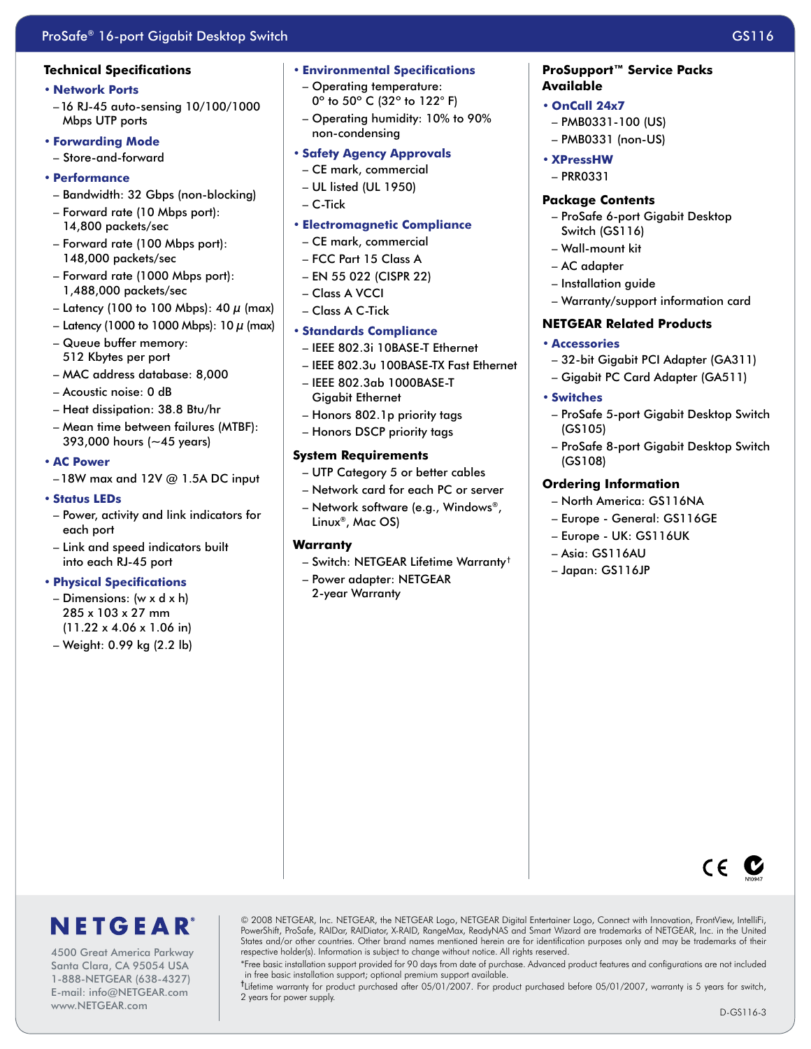## Technical Specifications

**• Network Ports**
- 16 RJ-45 auto-sensing 10/100/1000 Mbps UTP ports

**• Forwarding Mode**
- Store-and-forward

**• Performance**
- Bandwidth: 32 Gbps (non-blocking)
- Forward rate (10 Mbps port): 14,800 packets/sec
- Forward rate (100 Mbps port): 148,000 packets/sec
- Forward rate (1000 Mbps port): 1,488,000 packets/sec
- Latency (100 to 100 Mbps): 40 $\mu$ (max)
- Latency (1000 to 1000 Mbps): 10 $\mu$ (max)
- Queue buffer memory: 512 Kbytes per port
- MAC address database: 8,000
- Acoustic noise: 0 dB
- Heat dissipation: 38.8 Btu/hr
- Mean time between failures (MTBF): 393,000 hours (~45 years)

**• AC Power**
- 18W max and 12V @ 1.5A DC input

**• Status LEDs**
- Power, activity and link indicators for each port
- Link and speed indicators built into each RJ-45 port

**• Physical Specifications**
- Dimensions: (w x d x h) 285 x 103 x 27 mm (11.22 x 4.06 x 1.06 in)
- Weight: 0.99 kg (2.2 lb)

**• Environmental Specifications**
- Operating temperature: 0° to 50° C (32° to 122° F)
- Operating humidity: 10% to 90% non-condensing

**• Safety Agency Approvals**
- CE mark, commercial
- UL listed (UL 1950)
- C-Tick

**• Electromagnetic Compliance**
- CE mark, commercial
- FCC Part 15 Class A
- EN 55 022 (CISPR 22)
- Class A VCCI
- Class A C-Tick

**• Standards Compliance**
- IEEE 802.3i 10BASE-T Ethernet
- IEEE 802.3u 100BASE-TX Fast Ethernet
- IEEE 802.3ab 1000BASE-T Gigabit Ethernet
- Honors 802.1p priority tags
- Honors DSCP priority tags

## System Requirements
- UTP Category 5 or better cables
- Network card for each PC or server
- Network software (e.g., Windows®, Linux®, Mac OS)

## Warranty
- Switch: NETGEAR Lifetime Warranty†
- Power adapter: NETGEAR 2-year Warranty

## ProSupport™ Service Packs Available

**• OnCall 24x7**
- PMB0331-100 (US)
- PMB0331 (non-US)

**• XPressHW**
- PRR0331

## Package Contents
- ProSafe 6-port Gigabit Desktop Switch (GS116)
- Wall-mount kit
- AC adapter
- Installation guide
- Warranty/support information card

## NETGEAR Related Products

**• Accessories**
- 32-bit Gigabit PCI Adapter (GA311)
- Gigabit PC Card Adapter (GA511)

**• Switches**
- ProSafe 5-port Gigabit Desktop Switch (GS105)
- ProSafe 8-port Gigabit Desktop Switch (GS108)

## Ordering Information
- North America: GS116NA
- Europe - General: GS116GE
- Europe - UK: GS116UK
- Asia: GS116AU
- Japan: GS116JP

N10947

**NETGEAR®**

4500 Great America Parkway
Santa Clara, CA 95054 USA
1-888-NETGEAR (638-4327)
E-mail: info@NETGEAR.com
www.NETGEAR.com

© 2008 NETGEAR, Inc. NETGEAR, the NETGEAR Logo, NETGEAR Digital Entertainer Logo, Connect with Innovation, FrontView, IntelliFi, PowerShift, ProSafe, RAIDar, RAIDiator, X-RAID, RangeMax, ReadyNAS and Smart Wizard are trademarks of NETGEAR, Inc. in the United States and/or other countries. Other brand names mentioned herein are for identification purposes only and may be trademarks of their respective holder(s). Information is subject to change without notice. All rights reserved.

*Free basic installation support provided for 90 days from date of purchase. Advanced product features and configurations are not included in free basic installation support; optional premium support available.

†Lifetime warranty for product purchased after 05/01/2007. For product purchased before 05/01/2007, warranty is 5 years for switch, 2 years for power supply.

D-GS116-3